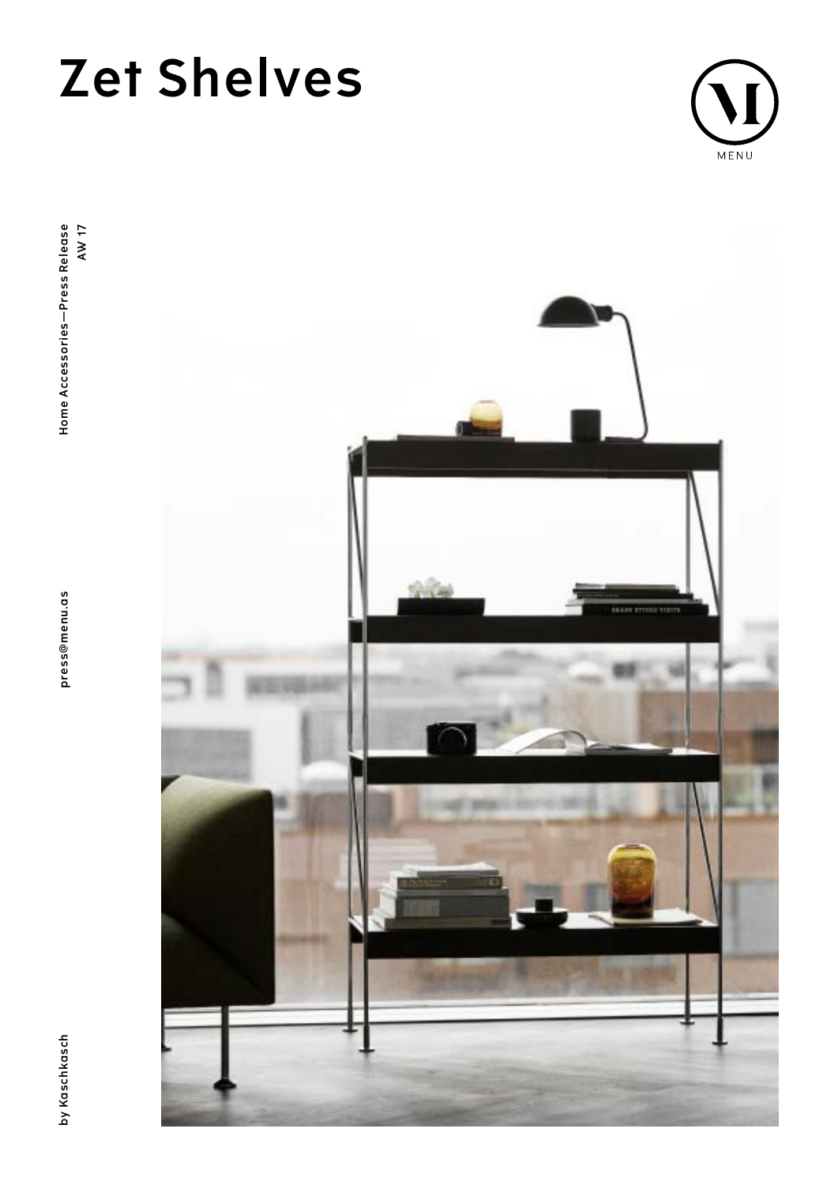# Zet Shelves

MENU

Home Accessories—Press Release
AW 17

press@menu.as

by Kaschkasch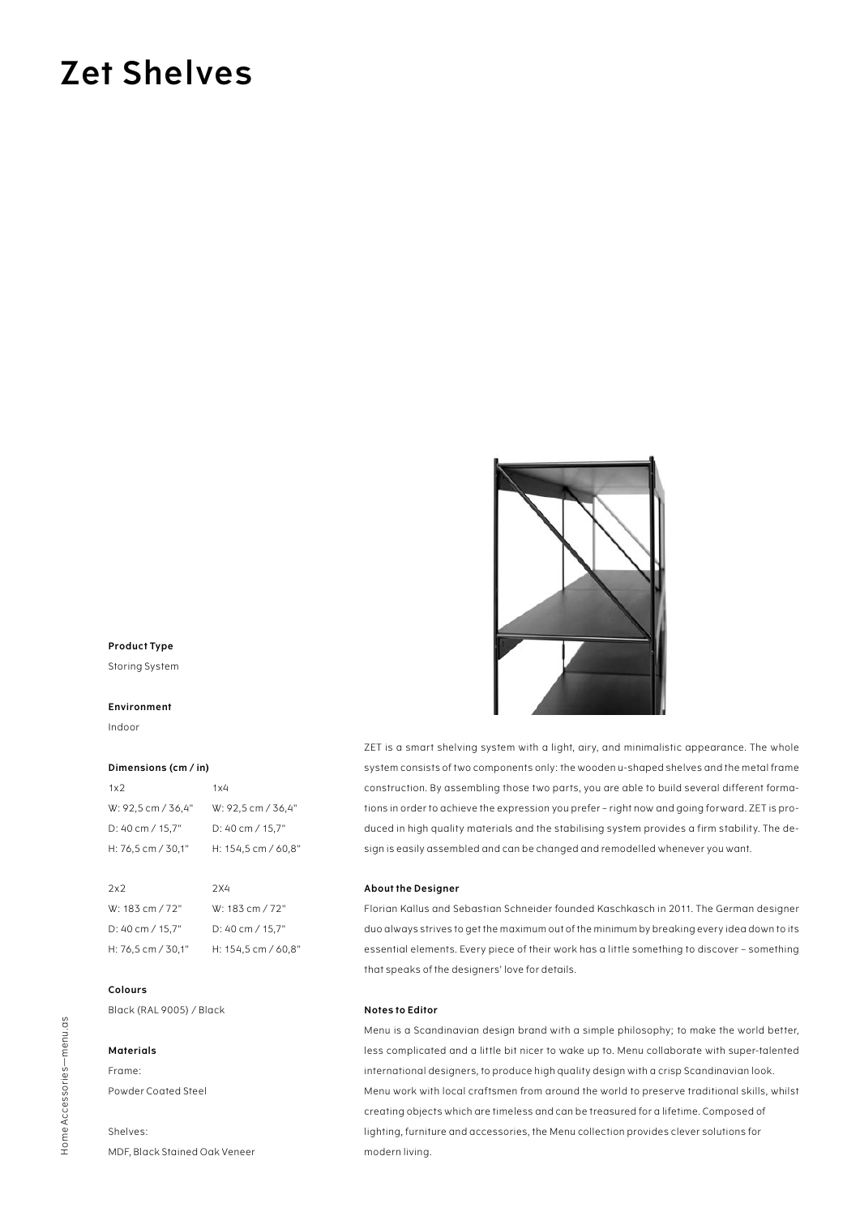# Zet Shelves

**Product Type**

Storing System

**Environment**

Indoor

**Dimensions (cm / in)**

| 1x2 | 1x4 |
|---|---|
| W: 92,5 cm / 36,4" | W: 92,5 cm / 36,4" |
| D: 40 cm / 15,7" | D: 40 cm / 15,7" |
| H: 76,5 cm / 30,1" | H: 154,5 cm / 60,8" |

| 2x2 | 2X4 |
|---|---|
| W: 183 cm / 72" | W: 183 cm / 72" |
| D: 40 cm / 15,7" | D: 40 cm / 15,7" |
| H: 76,5 cm / 30,1" | H: 154,5 cm / 60,8" |

**Colours**

Black (RAL 9005) / Black

**Materials**

Frame:

Powder Coated Steel

Shelves:

MDF, Black Stained Oak Veneer

ZET is a smart shelving system with a light, airy, and minimalistic appearance. The whole system consists of two components only: the wooden u-shaped shelves and the metal frame construction. By assembling those two parts, you are able to build several different formations in order to achieve the expression you prefer – right now and going forward. ZET is produced in high quality materials and the stabilising system provides a firm stability. The design is easily assembled and can be changed and remodelled whenever you want.

**About the Designer**

Florian Kallus and Sebastian Schneider founded Kaschkasch in 2011. The German designer duo always strives to get the maximum out of the minimum by breaking every idea down to its essential elements. Every piece of their work has a little something to discover – something that speaks of the designers' love for details.

**Notes to Editor**

Menu is a Scandinavian design brand with a simple philosophy; to make the world better, less complicated and a little bit nicer to wake up to. Menu collaborate with super-talented international designers, to produce high quality design with a crisp Scandinavian look. Menu work with local craftsmen from around the world to preserve traditional skills, whilst creating objects which are timeless and can be treasured for a lifetime. Composed of lighting, furniture and accessories, the Menu collection provides clever solutions for modern living.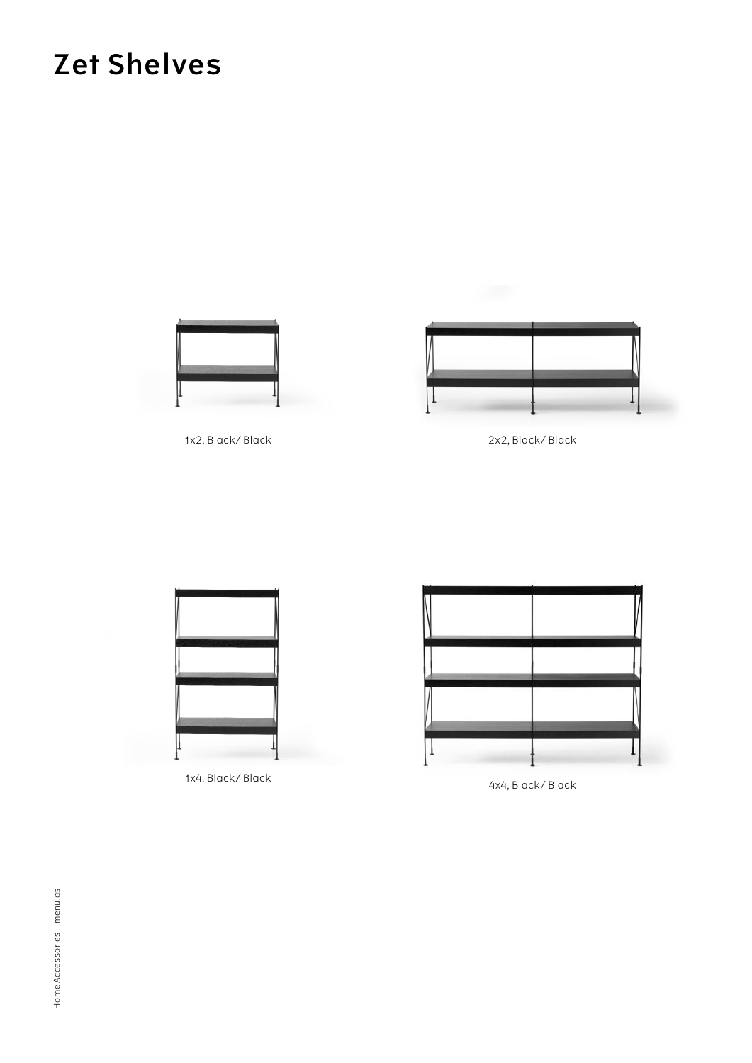# Zet Shelves

1x2, Black/ Black

2x2, Black/ Black

1x4, Black/ Black

4x4, Black/ Black